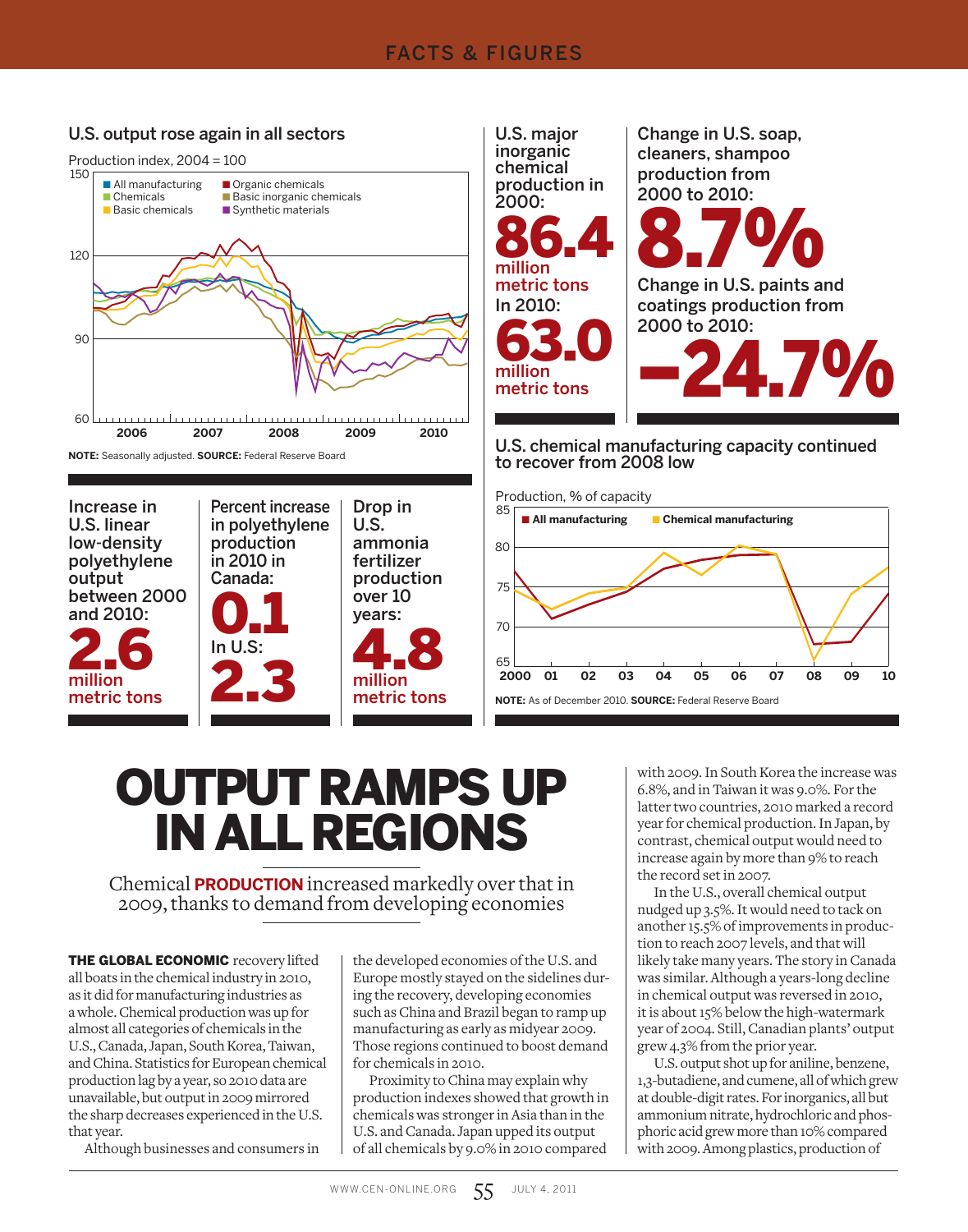FACTS & FIGURES

## U.S. output rose again in all sectors

Production index, 2004 = 100

150
120
90
60

All manufacturing
Chemicals
Basic chemicals
Organic chemicals
Basic inorganic chemicals
Synthetic materials

2006
2007
2008
2009
2010

**NOTE:** Seasonally adjusted. **SOURCE:** Federal Reserve Board

U.S. major inorganic chemical production in 2000:
**86.4**
million metric tons
In 2010:
**63.0**
million metric tons

Change in U.S. soap, cleaners, shampoo production from 2000 to 2010:
**8.7%**

Change in U.S. paints and coatings production from 2000 to 2010:
**–24.7%**

Increase in U.S. linear low-density polyethylene output between 2000 and 2010:
**2.6**
million metric tons

Percent increase in polyethylene production in 2010 in Canada:
**0.1**
In U.S:
**2.3**

Drop in U.S. ammonia fertilizer production over 10 years:
**4.8**
million metric tons

## U.S. chemical manufacturing capacity continued to recover from 2008 low

Production, % of capacity

85
80
75
70
65

All manufacturing
Chemical manufacturing

2000
01
02
03
04
05
06
07
08
09
10

**NOTE:** As of December 2010. **SOURCE:** Federal Reserve Board

# OUTPUT RAMPS UP IN ALL REGIONS

Chemical **PRODUCTION** increased markedly over that in 2009, thanks to demand from developing economies

**THE GLOBAL ECONOMIC** recovery lifted all boats in the chemical industry in 2010, as it did for manufacturing industries as a whole. Chemical production was up for almost all categories of chemicals in the U.S., Canada, Japan, South Korea, Taiwan, and China. Statistics for European chemical production lag by a year, so 2010 data are unavailable, but output in 2009 mirrored the sharp decreases experienced in the U.S. that year.

Although businesses and consumers in the developed economies of the U.S. and Europe mostly stayed on the sidelines during the recovery, developing economies such as China and Brazil began to ramp up manufacturing as early as midyear 2009. Those regions continued to boost demand for chemicals in 2010.

Proximity to China may explain why production indexes showed that growth in chemicals was stronger in Asia than in the U.S. and Canada. Japan upped its output of all chemicals by 9.0% in 2010 compared with 2009. In South Korea the increase was 6.8%, and in Taiwan it was 9.0%. For the latter two countries, 2010 marked a record year for chemical production. In Japan, by contrast, chemical output would need to increase again by more than 9% to reach the record set in 2007.

In the U.S., overall chemical output nudged up 3.5%. It would need to tack on another 15.5% of improvements in production to reach 2007 levels, and that will likely take many years. The story in Canada was similar. Although a years-long decline in chemical output was reversed in 2010, it is about 15% below the high-watermark year of 2004. Still, Canadian plants' output grew 4.3% from the prior year.

U.S. output shot up for aniline, benzene, 1,3-butadiene, and cumene, all of which grew at double-digit rates. For inorganics, all but ammonium nitrate, hydrochloric and phosphoric acid grew more than 10% compared with 2009. Among plastics, production of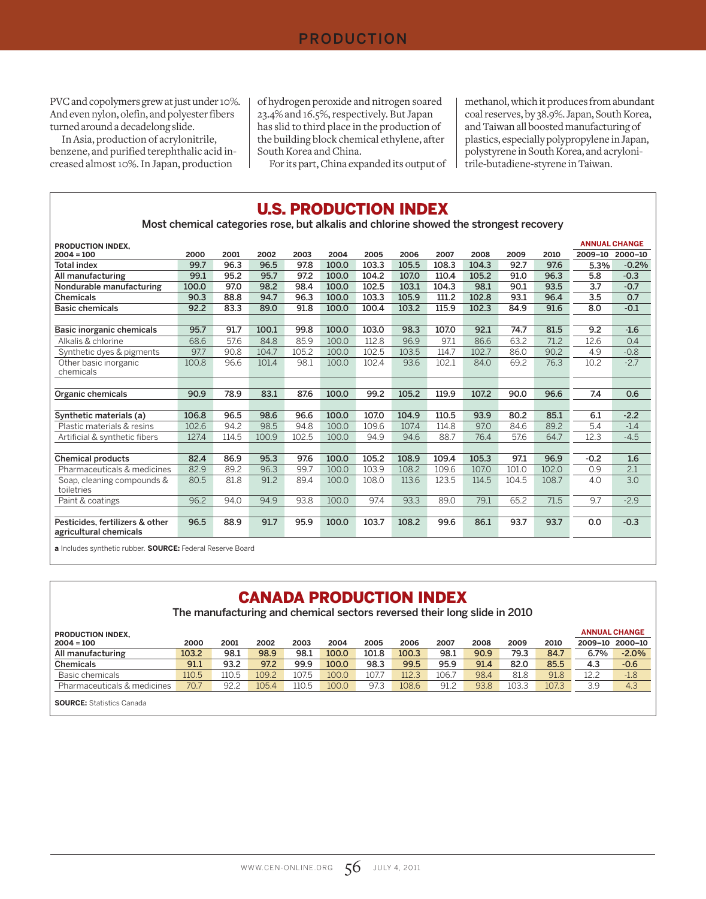PVC and copolymers grew at just under 10%. And even nylon, olefin, and polyester fibers turned around a decadelong slide.

In Asia, production of acrylonitrile, benzene, and purified terephthalic acid increased almost 10%. In Japan, production of hydrogen peroxide and nitrogen soared 23.4% and 16.5%, respectively. But Japan has slid to third place in the production of the building block chemical ethylene, after South Korea and China.

For its part, China expanded its output of methanol, which it produces from abundant coal reserves, by 38.9%. Japan, South Korea, and Taiwan all boosted manufacturing of plastics, especially polypropylene in Japan, polystyrene in South Korea, and acrylonitrile-butadiene-styrene in Taiwan.

## U.S. PRODUCTION INDEX

Most chemical categories rose, but alkalis and chlorine showed the strongest recovery

| PRODUCTION INDEX, 2004 = 100 | 2000 | 2001 | 2002 | 2003 | 2004 | 2005 | 2006 | 2007 | 2008 | 2009 | 2010 | ANNUAL CHANGE 2009–10 | 2000–10 |
|---|---|---|---|---|---|---|---|---|---|---|---|---|---|
| **Total index** | 99.7 | 96.3 | 96.5 | 97.8 | 100.0 | 103.3 | 105.5 | 108.3 | 104.3 | 92.7 | 97.6 | 5.3% | -0.2% |
| **All manufacturing** | 99.1 | 95.2 | 95.7 | 97.2 | 100.0 | 104.2 | 107.0 | 110.4 | 105.2 | 91.0 | 96.3 | 5.8 | -0.3 |
| **Nondurable manufacturing** | 100.0 | 97.0 | 98.2 | 98.4 | 100.0 | 102.5 | 103.1 | 104.3 | 98.1 | 90.1 | 93.5 | 3.7 | -0.7 |
| **Chemicals** | 90.3 | 88.8 | 94.7 | 96.3 | 100.0 | 103.3 | 105.9 | 111.2 | 102.8 | 93.1 | 96.4 | 3.5 | 0.7 |
| **Basic chemicals** | 92.2 | 83.3 | 89.0 | 91.8 | 100.0 | 100.4 | 103.2 | 115.9 | 102.3 | 84.9 | 91.6 | 8.0 | -0.1 |
| **Basic inorganic chemicals** | 95.7 | 91.7 | 100.1 | 99.8 | 100.0 | 103.0 | 98.3 | 107.0 | 92.1 | 74.7 | 81.5 | 9.2 | -1.6 |
| Alkalis & chlorine | 68.6 | 57.6 | 84.8 | 85.9 | 100.0 | 112.8 | 96.9 | 97.1 | 86.6 | 63.2 | 71.2 | 12.6 | 0.4 |
| Synthetic dyes & pigments | 97.7 | 90.8 | 104.7 | 105.2 | 100.0 | 102.5 | 103.5 | 114.7 | 102.7 | 86.0 | 90.2 | 4.9 | -0.8 |
| Other basic inorganic chemicals | 100.8 | 96.6 | 101.4 | 98.1 | 100.0 | 102.4 | 93.6 | 102.1 | 84.0 | 69.2 | 76.3 | 10.2 | -2.7 |
| **Organic chemicals** | 90.9 | 78.9 | 83.1 | 87.6 | 100.0 | 99.2 | 105.2 | 119.9 | 107.2 | 90.0 | 96.6 | 7.4 | 0.6 |
| **Synthetic materials (a)** | 106.8 | 96.5 | 98.6 | 96.6 | 100.0 | 107.0 | 104.9 | 110.5 | 93.9 | 80.2 | 85.1 | 6.1 | -2.2 |
| Plastic materials & resins | 102.6 | 94.2 | 98.5 | 94.8 | 100.0 | 109.6 | 107.4 | 114.8 | 97.0 | 84.6 | 89.2 | 5.4 | -1.4 |
| Artificial & synthetic fibers | 127.4 | 114.5 | 100.9 | 102.5 | 100.0 | 94.9 | 94.6 | 88.7 | 76.4 | 57.6 | 64.7 | 12.3 | -4.5 |
| **Chemical products** | 82.4 | 86.9 | 95.3 | 97.6 | 100.0 | 105.2 | 108.9 | 109.4 | 105.3 | 97.1 | 96.9 | -0.2 | 1.6 |
| Pharmaceuticals & medicines | 82.9 | 89.2 | 96.3 | 99.7 | 100.0 | 103.9 | 108.2 | 109.6 | 107.0 | 101.0 | 102.0 | 0.9 | 2.1 |
| Soap, cleaning compounds & toiletries | 80.5 | 81.8 | 91.2 | 89.4 | 100.0 | 108.0 | 113.6 | 123.5 | 114.5 | 104.5 | 108.7 | 4.0 | 3.0 |
| Paint & coatings | 96.2 | 94.0 | 94.9 | 93.8 | 100.0 | 97.4 | 93.3 | 89.0 | 79.1 | 65.2 | 71.5 | 9.7 | -2.9 |
| **Pesticides, fertilizers & other agricultural chemicals** | 96.5 | 88.9 | 91.7 | 95.9 | 100.0 | 103.7 | 108.2 | 99.6 | 86.1 | 93.7 | 93.7 | 0.0 | -0.3 |

**a** Includes synthetic rubber. **SOURCE:** Federal Reserve Board

## CANADA PRODUCTION INDEX

The manufacturing and chemical sectors reversed their long slide in 2010

| PRODUCTION INDEX, 2004 = 100 | 2000 | 2001 | 2002 | 2003 | 2004 | 2005 | 2006 | 2007 | 2008 | 2009 | 2010 | ANNUAL CHANGE 2009–10 | 2000–10 |
|---|---|---|---|---|---|---|---|---|---|---|---|---|---|
| **All manufacturing** | 103.2 | 98.1 | 98.9 | 98.1 | 100.0 | 101.8 | 100.3 | 98.1 | 90.9 | 79.3 | 84.7 | 6.7% | -2.0% |
| **Chemicals** | 91.1 | 93.2 | 97.2 | 99.9 | 100.0 | 98.3 | 99.5 | 95.9 | 91.4 | 82.0 | 85.5 | 4.3 | -0.6 |
| Basic chemicals | 110.5 | 110.5 | 109.2 | 107.5 | 100.0 | 107.7 | 112.3 | 106.7 | 98.4 | 81.8 | 91.8 | 12.2 | -1.8 |
| Pharmaceuticals & medicines | 70.7 | 92.2 | 105.4 | 110.5 | 100.0 | 97.3 | 108.6 | 91.2 | 93.8 | 103.3 | 107.3 | 3.9 | 4.3 |

**SOURCE:** Statistics Canada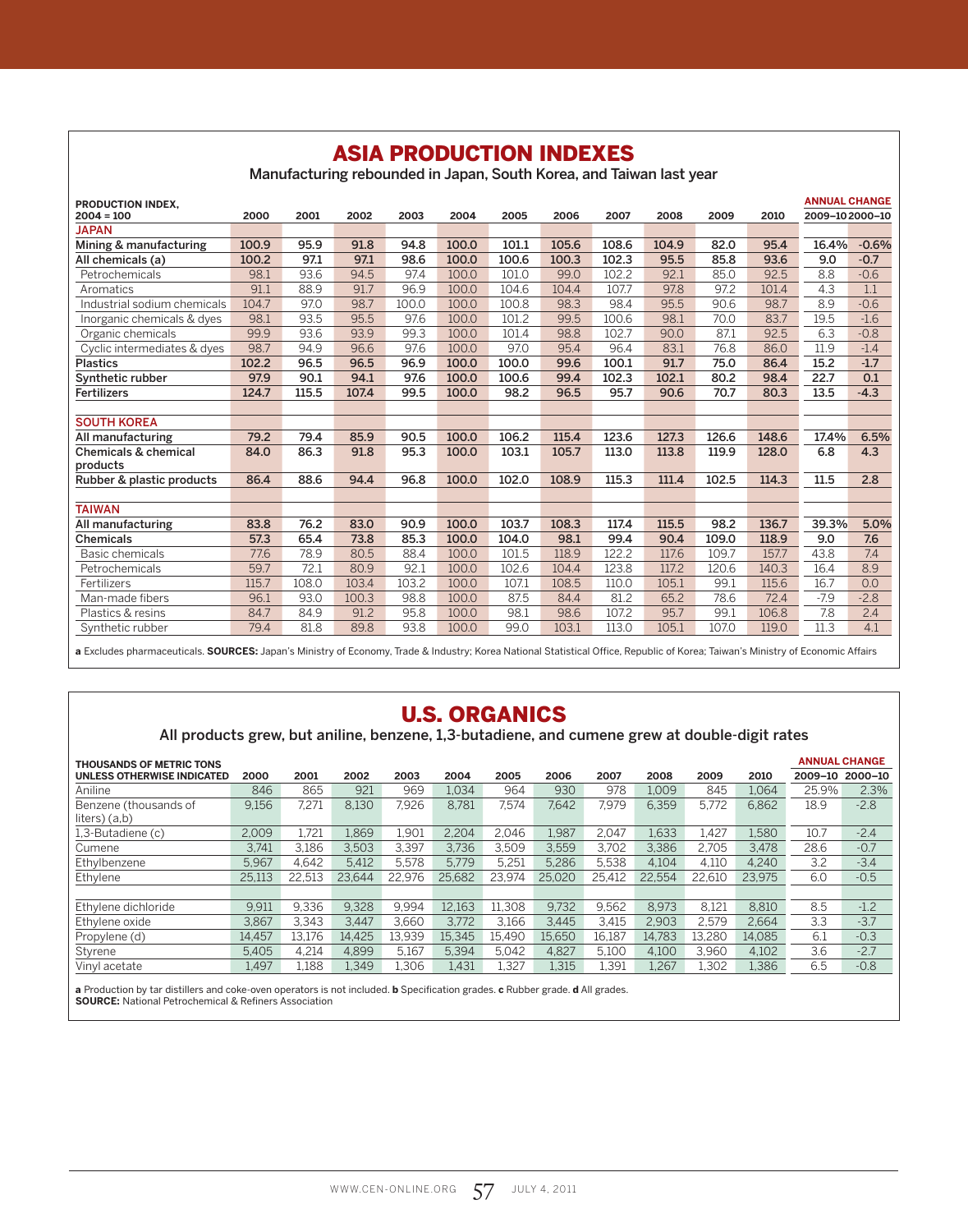## ASIA PRODUCTION INDEXES

Manufacturing rebounded in Japan, South Korea, and Taiwan last year

| PRODUCTION INDEX, 2004 = 100 | 2000 | 2001 | 2002 | 2003 | 2004 | 2005 | 2006 | 2007 | 2008 | 2009 | 2010 | ANNUAL CHANGE 2009–10 | 2000–10 |
|---|---|---|---|---|---|---|---|---|---|---|---|---|---|
| **JAPAN** | | | | | | | | | | | | | |
| **Mining & manufacturing** | **100.9** | **95.9** | **91.8** | **94.8** | **100.0** | **101.1** | **105.6** | **108.6** | **104.9** | **82.0** | **95.4** | **16.4%** | **-0.6%** |
| **All chemicals (a)** | **100.2** | **97.1** | **97.1** | **98.6** | **100.0** | **100.6** | **100.3** | **102.3** | **95.5** | **85.8** | **93.6** | **9.0** | **-0.7** |
| Petrochemicals | 98.1 | 93.6 | 94.5 | 97.4 | 100.0 | 101.0 | 99.0 | 102.2 | 92.1 | 85.0 | 92.5 | 8.8 | -0.6 |
| Aromatics | 91.1 | 88.9 | 91.7 | 96.9 | 100.0 | 104.6 | 104.4 | 107.7 | 97.8 | 97.2 | 101.4 | 4.3 | 1.1 |
| Industrial sodium chemicals | 104.7 | 97.0 | 98.7 | 100.0 | 100.0 | 100.8 | 98.3 | 98.4 | 95.5 | 90.6 | 98.7 | 8.9 | -0.6 |
| Inorganic chemicals & dyes | 98.1 | 93.5 | 95.5 | 97.6 | 100.0 | 101.2 | 99.5 | 100.6 | 98.1 | 70.0 | 83.7 | 19.5 | -1.6 |
| Organic chemicals | 99.9 | 93.6 | 93.9 | 99.3 | 100.0 | 101.4 | 98.8 | 102.7 | 90.0 | 87.1 | 92.5 | 6.3 | -0.8 |
| Cyclic intermediates & dyes | 98.7 | 94.9 | 96.6 | 97.6 | 100.0 | 97.0 | 95.4 | 96.4 | 83.1 | 76.8 | 86.0 | 11.9 | -1.4 |
| **Plastics** | **102.2** | **96.5** | **96.5** | **96.9** | **100.0** | **100.0** | **99.6** | **100.1** | **91.7** | **75.0** | **86.4** | **15.2** | **-1.7** |
| **Synthetic rubber** | **97.9** | **90.1** | **94.1** | **97.6** | **100.0** | **100.6** | **99.4** | **102.3** | **102.1** | **80.2** | **98.4** | **22.7** | **0.1** |
| **Fertilizers** | **124.7** | **115.5** | **107.4** | **99.5** | **100.0** | **98.2** | **96.5** | **95.7** | **90.6** | **70.7** | **80.3** | **13.5** | **-4.3** |
| **SOUTH KOREA** | | | | | | | | | | | | | |
| **All manufacturing** | **79.2** | **79.4** | **85.9** | **90.5** | **100.0** | **106.2** | **115.4** | **123.6** | **127.3** | **126.6** | **148.6** | **17.4%** | **6.5%** |
| **Chemicals & chemical products** | **84.0** | **86.3** | **91.8** | **95.3** | **100.0** | **103.1** | **105.7** | **113.0** | **113.8** | **119.9** | **128.0** | **6.8** | **4.3** |
| **Rubber & plastic products** | **86.4** | **88.6** | **94.4** | **96.8** | **100.0** | **102.0** | **108.9** | **115.3** | **111.4** | **102.5** | **114.3** | **11.5** | **2.8** |
| **TAIWAN** | | | | | | | | | | | | | |
| **All manufacturing** | **83.8** | **76.2** | **83.0** | **90.9** | **100.0** | **103.7** | **108.3** | **117.4** | **115.5** | **98.2** | **136.7** | **39.3%** | **5.0%** |
| **Chemicals** | **57.3** | **65.4** | **73.8** | **85.3** | **100.0** | **104.0** | **98.1** | **99.4** | **90.4** | **109.0** | **118.9** | **9.0** | **7.6** |
| Basic chemicals | 77.6 | 78.9 | 80.5 | 88.4 | 100.0 | 101.5 | 118.9 | 122.2 | 117.6 | 109.7 | 157.7 | 43.8 | 7.4 |
| Petrochemicals | 59.7 | 72.1 | 80.9 | 92.1 | 100.0 | 102.6 | 104.4 | 123.8 | 117.2 | 120.6 | 140.3 | 16.4 | 8.9 |
| Fertilizers | 115.7 | 108.0 | 103.4 | 103.2 | 100.0 | 107.1 | 108.5 | 110.0 | 105.1 | 99.1 | 115.6 | 16.7 | 0.0 |
| Man-made fibers | 96.1 | 93.0 | 100.3 | 98.8 | 100.0 | 87.5 | 84.4 | 81.2 | 65.2 | 78.6 | 72.4 | -7.9 | -2.8 |
| Plastics & resins | 84.7 | 84.9 | 91.2 | 95.8 | 100.0 | 98.1 | 98.6 | 107.2 | 95.7 | 99.1 | 106.8 | 7.8 | 2.4 |
| Synthetic rubber | 79.4 | 81.8 | 89.8 | 93.8 | 100.0 | 99.0 | 103.1 | 113.0 | 105.1 | 107.0 | 119.0 | 11.3 | 4.1 |

**a** Excludes pharmaceuticals. **SOURCES:** Japan's Ministry of Economy, Trade & Industry; Korea National Statistical Office, Republic of Korea; Taiwan's Ministry of Economic Affairs

## U.S. ORGANICS

All products grew, but aniline, benzene, 1,3-butadiene, and cumene grew at double-digit rates

| THOUSANDS OF METRIC TONS UNLESS OTHERWISE INDICATED | 2000 | 2001 | 2002 | 2003 | 2004 | 2005 | 2006 | 2007 | 2008 | 2009 | 2010 | ANNUAL CHANGE 2009–10 | 2000–10 |
|---|---|---|---|---|---|---|---|---|---|---|---|---|---|
| Aniline | 846 | 865 | 921 | 969 | 1,034 | 964 | 930 | 978 | 1,009 | 845 | 1,064 | 25.9% | 2.3% |
| Benzene (thousands of liters) (a,b) | 9,156 | 7,271 | 8,130 | 7,926 | 8,781 | 7,574 | 7,642 | 7,979 | 6,359 | 5,772 | 6,862 | 18.9 | -2.8 |
| 1,3-Butadiene (c) | 2,009 | 1,721 | 1,869 | 1,901 | 2,204 | 2,046 | 1,987 | 2,047 | 1,633 | 1,427 | 1,580 | 10.7 | -2.4 |
| Cumene | 3,741 | 3,186 | 3,503 | 3,397 | 3,736 | 3,509 | 3,559 | 3,702 | 3,386 | 2,705 | 3,478 | 28.6 | -0.7 |
| Ethylbenzene | 5,967 | 4,642 | 5,412 | 5,578 | 5,779 | 5,251 | 5,286 | 5,538 | 4,104 | 4,110 | 4,240 | 3.2 | -3.4 |
| Ethylene | 25,113 | 22,513 | 23,644 | 22,976 | 25,682 | 23,974 | 25,020 | 25,412 | 22,554 | 22,610 | 23,975 | 6.0 | -0.5 |
| Ethylene dichloride | 9,911 | 9,336 | 9,328 | 9,994 | 12,163 | 11,308 | 9,732 | 9,562 | 8,973 | 8,121 | 8,810 | 8.5 | -1.2 |
| Ethylene oxide | 3,867 | 3,343 | 3,447 | 3,660 | 3,772 | 3,166 | 3,445 | 3,415 | 2,903 | 2,579 | 2,664 | 3.3 | -3.7 |
| Propylene (d) | 14,457 | 13,176 | 14,425 | 13,939 | 15,345 | 15,490 | 15,650 | 16,187 | 14,783 | 13,280 | 14,085 | 6.1 | -0.3 |
| Styrene | 5,405 | 4,214 | 4,899 | 5,167 | 5,394 | 5,042 | 4,827 | 5,100 | 4,100 | 3,960 | 4,102 | 3.6 | -2.7 |
| Vinyl acetate | 1,497 | 1,188 | 1,349 | 1,306 | 1,431 | 1,327 | 1,315 | 1,391 | 1,267 | 1,302 | 1,386 | 6.5 | -0.8 |

**a** Production by tar distillers and coke-oven operators is not included. **b** Specification grades. **c** Rubber grade. **d** All grades.
**SOURCE:** National Petrochemical & Refiners Association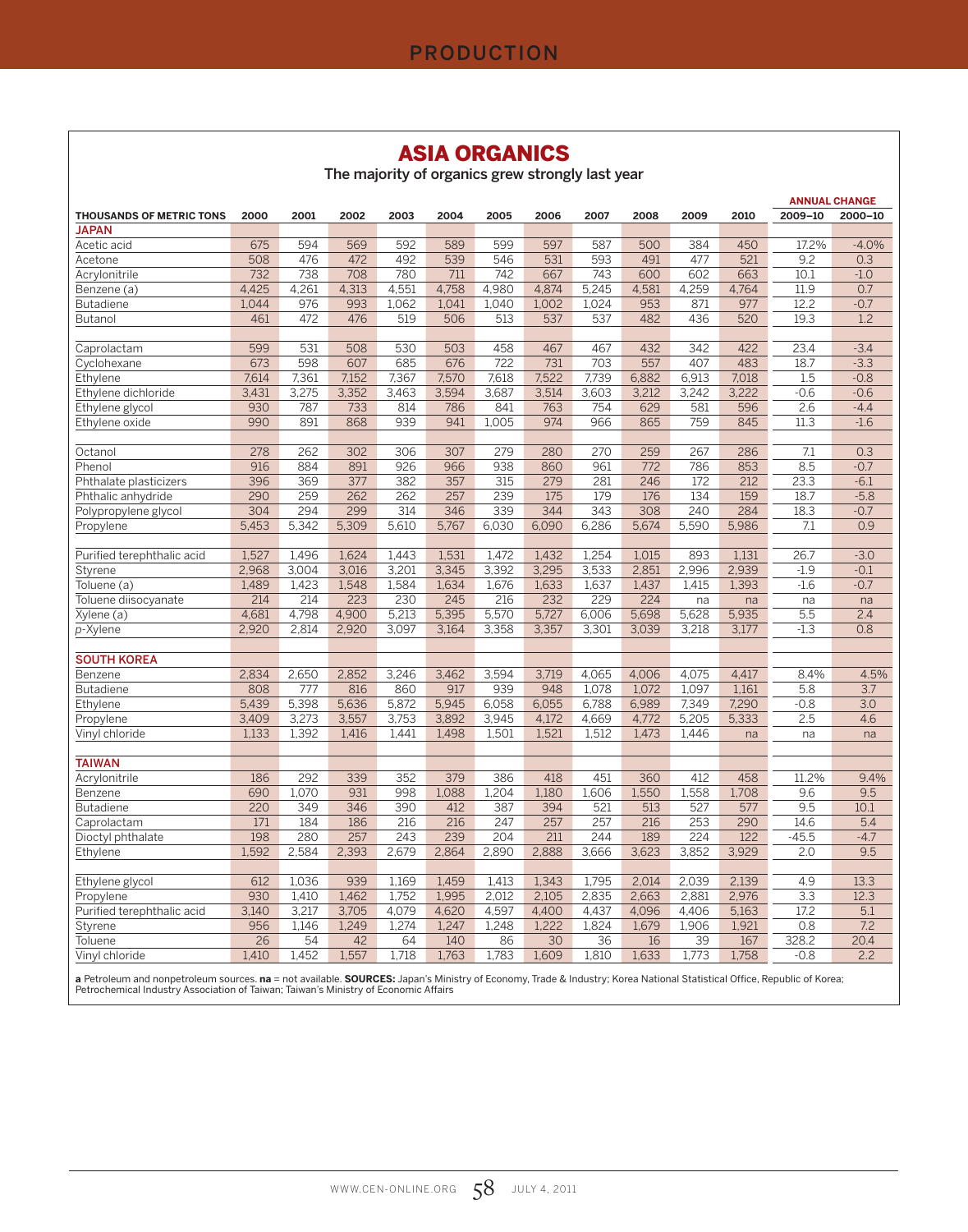## ASIA ORGANICS

The majority of organics grew strongly last year

| THOUSANDS OF METRIC TONS | 2000 | 2001 | 2002 | 2003 | 2004 | 2005 | 2006 | 2007 | 2008 | 2009 | 2010 | ANNUAL CHANGE 2009–10 | 2000–10 |
|---|---|---|---|---|---|---|---|---|---|---|---|---|---|
| **JAPAN** | | | | | | | | | | | | | |
| Acetic acid | 675 | 594 | 569 | 592 | 589 | 599 | 597 | 587 | 500 | 384 | 450 | 17.2% | -4.0% |
| Acetone | 508 | 476 | 472 | 492 | 539 | 546 | 531 | 593 | 491 | 477 | 521 | 9.2 | 0.3 |
| Acrylonitrile | 732 | 738 | 708 | 780 | 711 | 742 | 667 | 743 | 600 | 602 | 663 | 10.1 | -1.0 |
| Benzene (a) | 4,425 | 4,261 | 4,313 | 4,551 | 4,758 | 4,980 | 4,874 | 5,245 | 4,581 | 4,259 | 4,764 | 11.9 | 0.7 |
| Butadiene | 1,044 | 976 | 993 | 1,062 | 1,041 | 1,040 | 1,002 | 1,024 | 953 | 871 | 977 | 12.2 | -0.7 |
| Butanol | 461 | 472 | 476 | 519 | 506 | 513 | 537 | 537 | 482 | 436 | 520 | 19.3 | 1.2 |
| Caprolactam | 599 | 531 | 508 | 530 | 503 | 458 | 467 | 467 | 432 | 342 | 422 | 23.4 | -3.4 |
| Cyclohexane | 673 | 598 | 607 | 685 | 676 | 722 | 731 | 703 | 557 | 407 | 483 | 18.7 | -3.3 |
| Ethylene | 7,614 | 7,361 | 7,152 | 7,367 | 7,570 | 7,618 | 7,522 | 7,739 | 6,882 | 6,913 | 7,018 | 1.5 | -0.8 |
| Ethylene dichloride | 3,431 | 3,275 | 3,352 | 3,463 | 3,594 | 3,687 | 3,514 | 3,603 | 3,212 | 3,242 | 3,222 | -0.6 | -0.6 |
| Ethylene glycol | 930 | 787 | 733 | 814 | 786 | 841 | 763 | 754 | 629 | 581 | 596 | 2.6 | -4.4 |
| Ethylene oxide | 990 | 891 | 868 | 939 | 941 | 1,005 | 974 | 966 | 865 | 759 | 845 | 11.3 | -1.6 |
| Octanol | 278 | 262 | 302 | 306 | 307 | 279 | 280 | 270 | 259 | 267 | 286 | 7.1 | 0.3 |
| Phenol | 916 | 884 | 891 | 926 | 966 | 938 | 860 | 961 | 772 | 786 | 853 | 8.5 | -0.7 |
| Phthalate plasticizers | 396 | 369 | 377 | 382 | 357 | 315 | 279 | 281 | 246 | 172 | 212 | 23.3 | -6.1 |
| Phthalic anhydride | 290 | 259 | 262 | 262 | 257 | 239 | 175 | 179 | 176 | 134 | 159 | 18.7 | -5.8 |
| Polypropylene glycol | 304 | 294 | 299 | 314 | 346 | 339 | 344 | 343 | 308 | 240 | 284 | 18.3 | -0.7 |
| Propylene | 5,453 | 5,342 | 5,309 | 5,610 | 5,767 | 6,030 | 6,090 | 6,286 | 5,674 | 5,590 | 5,986 | 7.1 | 0.9 |
| Purified terephthalic acid | 1,527 | 1,496 | 1,624 | 1,443 | 1,531 | 1,472 | 1,432 | 1,254 | 1,015 | 893 | 1,131 | 26.7 | -3.0 |
| Styrene | 2,968 | 3,004 | 3,016 | 3,201 | 3,345 | 3,392 | 3,295 | 3,533 | 2,851 | 2,996 | 2,939 | -1.9 | -0.1 |
| Toluene (a) | 1,489 | 1,423 | 1,548 | 1,584 | 1,634 | 1,676 | 1,633 | 1,637 | 1,437 | 1,415 | 1,393 | -1.6 | -0.7 |
| Toluene diisocyanate | 214 | 214 | 223 | 230 | 245 | 216 | 232 | 229 | 224 | na | na | na | na |
| Xylene (a) | 4,681 | 4,798 | 4,900 | 5,213 | 5,395 | 5,570 | 5,727 | 6,006 | 5,698 | 5,628 | 5,935 | 5.5 | 2.4 |
| *p*-Xylene | 2,920 | 2,814 | 2,920 | 3,097 | 3,164 | 3,358 | 3,357 | 3,301 | 3,039 | 3,218 | 3,177 | -1.3 | 0.8 |
| **SOUTH KOREA** | | | | | | | | | | | | | |
| Benzene | 2,834 | 2,650 | 2,852 | 3,246 | 3,462 | 3,594 | 3,719 | 4,065 | 4,006 | 4,075 | 4,417 | 8.4% | 4.5% |
| Butadiene | 808 | 777 | 816 | 860 | 917 | 939 | 948 | 1,078 | 1,072 | 1,097 | 1,161 | 5.8 | 3.7 |
| Ethylene | 5,439 | 5,398 | 5,636 | 5,872 | 5,945 | 6,058 | 6,055 | 6,788 | 6,989 | 7,349 | 7,290 | -0.8 | 3.0 |
| Propylene | 3,409 | 3,273 | 3,557 | 3,753 | 3,892 | 3,945 | 4,172 | 4,669 | 4,772 | 5,205 | 5,333 | 2.5 | 4.6 |
| Vinyl chloride | 1,133 | 1,392 | 1,416 | 1,441 | 1,498 | 1,501 | 1,521 | 1,512 | 1,473 | 1,446 | na | na | na |
| **TAIWAN** | | | | | | | | | | | | | |
| Acrylonitrile | 186 | 292 | 339 | 352 | 379 | 386 | 418 | 451 | 360 | 412 | 458 | 11.2% | 9.4% |
| Benzene | 690 | 1,070 | 931 | 998 | 1,088 | 1,204 | 1,180 | 1,606 | 1,550 | 1,558 | 1,708 | 9.6 | 9.5 |
| Butadiene | 220 | 349 | 346 | 390 | 412 | 387 | 394 | 521 | 513 | 527 | 577 | 9.5 | 10.1 |
| Caprolactam | 171 | 184 | 186 | 216 | 216 | 247 | 257 | 257 | 216 | 253 | 290 | 14.6 | 5.4 |
| Dioctyl phthalate | 198 | 280 | 257 | 243 | 239 | 204 | 211 | 244 | 189 | 224 | 122 | -45.5 | -4.7 |
| Ethylene | 1,592 | 2,584 | 2,393 | 2,679 | 2,864 | 2,890 | 2,888 | 3,666 | 3,623 | 3,852 | 3,929 | 2.0 | 9.5 |
| Ethylene glycol | 612 | 1,036 | 939 | 1,169 | 1,459 | 1,413 | 1,343 | 1,795 | 2,014 | 2,039 | 2,139 | 4.9 | 13.3 |
| Propylene | 930 | 1,410 | 1,462 | 1,752 | 1,995 | 2,012 | 2,105 | 2,835 | 2,663 | 2,881 | 2,976 | 3.3 | 12.3 |
| Purified terephthalic acid | 3,140 | 3,217 | 3,705 | 4,079 | 4,620 | 4,597 | 4,400 | 4,437 | 4,096 | 4,406 | 5,163 | 17.2 | 5.1 |
| Styrene | 956 | 1,146 | 1,249 | 1,274 | 1,247 | 1,248 | 1,222 | 1,824 | 1,679 | 1,906 | 1,921 | 0.8 | 7.2 |
| Toluene | 26 | 54 | 42 | 64 | 140 | 86 | 30 | 36 | 16 | 39 | 167 | 328.2 | 20.4 |
| Vinyl chloride | 1,410 | 1,452 | 1,557 | 1,718 | 1,763 | 1,783 | 1,609 | 1,810 | 1,633 | 1,773 | 1,758 | -0.8 | 2.2 |

**a** Petroleum and nonpetroleum sources. **na** = not available. **SOURCES:** Japan's Ministry of Economy, Trade & Industry; Korea National Statistical Office, Republic of Korea; Petrochemical Industry Association of Taiwan; Taiwan's Ministry of Economic Affairs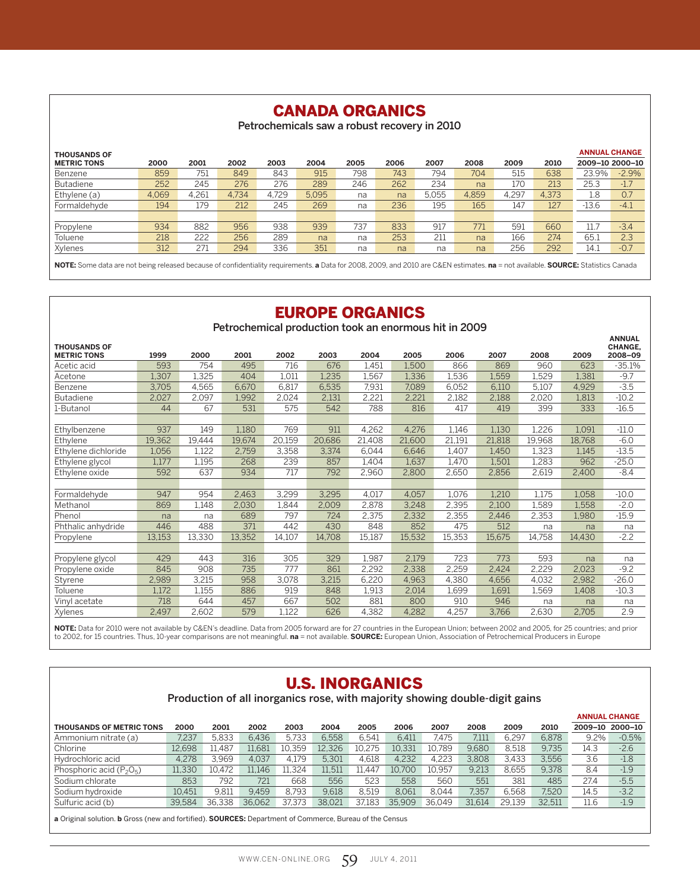## CANADA ORGANICS

Petrochemicals saw a robust recovery in 2010

| THOUSANDS OF METRIC TONS | 2000 | 2001 | 2002 | 2003 | 2004 | 2005 | 2006 | 2007 | 2008 | 2009 | 2010 | ANNUAL CHANGE 2009–10 | 2000–10 |
|---|---|---|---|---|---|---|---|---|---|---|---|---|---|
| Benzene | 859 | 751 | 849 | 843 | 915 | 798 | 743 | 794 | 704 | 515 | 638 | 23.9% | -2.9% |
| Butadiene | 252 | 245 | 276 | 276 | 289 | 246 | 262 | 234 | na | 170 | 213 | 25.3 | -1.7 |
| Ethylene (a) | 4,069 | 4,261 | 4,734 | 4,729 | 5,095 | na | na | 5,055 | 4,859 | 4,297 | 4,373 | 1.8 | 0.7 |
| Formaldehyde | 194 | 179 | 212 | 245 | 269 | na | 236 | 195 | 165 | 147 | 127 | -13.6 | -4.1 |
| Propylene | 934 | 882 | 956 | 938 | 939 | 737 | 833 | 917 | 771 | 591 | 660 | 11.7 | -3.4 |
| Toluene | 218 | 222 | 256 | 289 | na | na | 253 | 211 | na | 166 | 274 | 65.1 | 2.3 |
| Xylenes | 312 | 271 | 294 | 336 | 351 | na | na | na | na | 256 | 292 | 14.1 | -0.7 |

**NOTE:** Some data are not being released because of confidentiality requirements. **a** Data for 2008, 2009, and 2010 are C&EN estimates. **na** = not available. **SOURCE:** Statistics Canada

## EUROPE ORGANICS

Petrochemical production took an enormous hit in 2009

| THOUSANDS OF METRIC TONS | 1999 | 2000 | 2001 | 2002 | 2003 | 2004 | 2005 | 2006 | 2007 | 2008 | 2009 | ANNUAL CHANGE, 2008–09 |
|---|---|---|---|---|---|---|---|---|---|---|---|---|
| Acetic acid | 593 | 754 | 495 | 716 | 676 | 1,451 | 1,500 | 866 | 869 | 960 | 623 | -35.1% |
| Acetone | 1,307 | 1,325 | 404 | 1,011 | 1,235 | 1,567 | 1,336 | 1,536 | 1,559 | 1,529 | 1,381 | -9.7 |
| Benzene | 3,705 | 4,565 | 6,670 | 6,817 | 6,535 | 7,931 | 7,089 | 6,052 | 6,110 | 5,107 | 4,929 | -3.5 |
| Butadiene | 2,027 | 2,097 | 1,992 | 2,024 | 2,131 | 2,221 | 2,221 | 2,182 | 2,188 | 2,020 | 1,813 | -10.2 |
| 1-Butanol | 44 | 67 | 531 | 575 | 542 | 788 | 816 | 417 | 419 | 399 | 333 | -16.5 |
| Ethylbenzene | 937 | 149 | 1,180 | 769 | 911 | 4,262 | 4,276 | 1,146 | 1,130 | 1,226 | 1,091 | -11.0 |
| Ethylene | 19,362 | 19,444 | 19,674 | 20,159 | 20,686 | 21,408 | 21,600 | 21,191 | 21,818 | 19,968 | 18,768 | -6.0 |
| Ethylene dichloride | 1,056 | 1,122 | 2,759 | 3,358 | 3,374 | 6,044 | 6,646 | 1,407 | 1,450 | 1,323 | 1,145 | -13.5 |
| Ethylene glycol | 1,177 | 1,195 | 268 | 239 | 857 | 1,404 | 1,637 | 1,470 | 1,501 | 1,283 | 962 | -25.0 |
| Ethylene oxide | 592 | 637 | 934 | 717 | 792 | 2,960 | 2,800 | 2,650 | 2,856 | 2,619 | 2,400 | -8.4 |
| Formaldehyde | 947 | 954 | 2,463 | 3,299 | 3,295 | 4,017 | 4,057 | 1,076 | 1,210 | 1,175 | 1,058 | -10.0 |
| Methanol | 869 | 1,148 | 2,030 | 1,844 | 2,009 | 2,878 | 3,248 | 2,395 | 2,100 | 1,589 | 1,558 | -2.0 |
| Phenol | na | na | 689 | 797 | 724 | 2,375 | 2,332 | 2,355 | 2,446 | 2,353 | 1,980 | -15.9 |
| Phthalic anhydride | 446 | 488 | 371 | 442 | 430 | 848 | 852 | 475 | 512 | na | na | na |
| Propylene | 13,153 | 13,330 | 13,352 | 14,107 | 14,708 | 15,187 | 15,532 | 15,353 | 15,675 | 14,758 | 14,430 | -2.2 |
| Propylene glycol | 429 | 443 | 316 | 305 | 329 | 1,987 | 2,179 | 723 | 773 | 593 | na | na |
| Propylene oxide | 845 | 908 | 735 | 777 | 861 | 2,292 | 2,338 | 2,259 | 2,424 | 2,229 | 2,023 | -9.2 |
| Styrene | 2,989 | 3,215 | 958 | 3,078 | 3,215 | 6,220 | 4,963 | 4,380 | 4,656 | 4,032 | 2,982 | -26.0 |
| Toluene | 1,172 | 1,155 | 886 | 919 | 848 | 1,913 | 2,014 | 1,699 | 1,691 | 1,569 | 1,408 | -10.3 |
| Vinyl acetate | 718 | 644 | 457 | 667 | 502 | 881 | 800 | 910 | 946 | na | na | na |
| Xylenes | 2,497 | 2,602 | 579 | 1,122 | 626 | 4,382 | 4,282 | 4,257 | 3,766 | 2,630 | 2,705 | 2.9 |

**NOTE:** Data for 2010 were not available by C&EN's deadline. Data from 2005 forward are for 27 countries in the European Union; between 2002 and 2005, for 25 countries; and prior to 2002, for 15 countries. Thus, 10-year comparisons are not meaningful. **na** = not available. **SOURCE:** European Union, Association of Petrochemical Producers in Europe

## U.S. INORGANICS

Production of all inorganics rose, with majority showing double-digit gains

| THOUSANDS OF METRIC TONS | 2000 | 2001 | 2002 | 2003 | 2004 | 2005 | 2006 | 2007 | 2008 | 2009 | 2010 | ANNUAL CHANGE 2009–10 | 2000–10 |
|---|---|---|---|---|---|---|---|---|---|---|---|---|---|
| Ammonium nitrate (a) | 7,237 | 5,833 | 6,436 | 5,733 | 6,558 | 6,541 | 6,411 | 7,475 | 7,111 | 6,297 | 6,878 | 9.2% | -0.5% |
| Chlorine | 12,698 | 11,487 | 11,681 | 10,359 | 12,326 | 10,275 | 10,331 | 10,789 | 9,680 | 8,518 | 9,735 | 14.3 | -2.6 |
| Hydrochloric acid | 4,278 | 3,969 | 4,037 | 4,179 | 5,301 | 4,618 | 4,232 | 4,223 | 3,808 | 3,433 | 3,556 | 3.6 | -1.8 |
| Phosphoric acid ($P_2O_5$) | 11,330 | 10,472 | 11,146 | 11,324 | 11,511 | 11,447 | 10,700 | 10,957 | 9,213 | 8,655 | 9,378 | 8.4 | -1.9 |
| Sodium chlorate | 853 | 792 | 721 | 668 | 556 | 523 | 558 | 560 | 551 | 381 | 485 | 27.4 | -5.5 |
| Sodium hydroxide | 10,451 | 9,811 | 9,459 | 8,793 | 9,618 | 8,519 | 8,061 | 8,044 | 7,357 | 6,568 | 7,520 | 14.5 | -3.2 |
| Sulfuric acid (b) | 39,584 | 36,338 | 36,062 | 37,373 | 38,021 | 37,183 | 35,909 | 36,049 | 31,614 | 29,139 | 32,511 | 11.6 | -1.9 |

**a** Original solution. **b** Gross (new and fortified). **SOURCES:** Department of Commerce, Bureau of the Census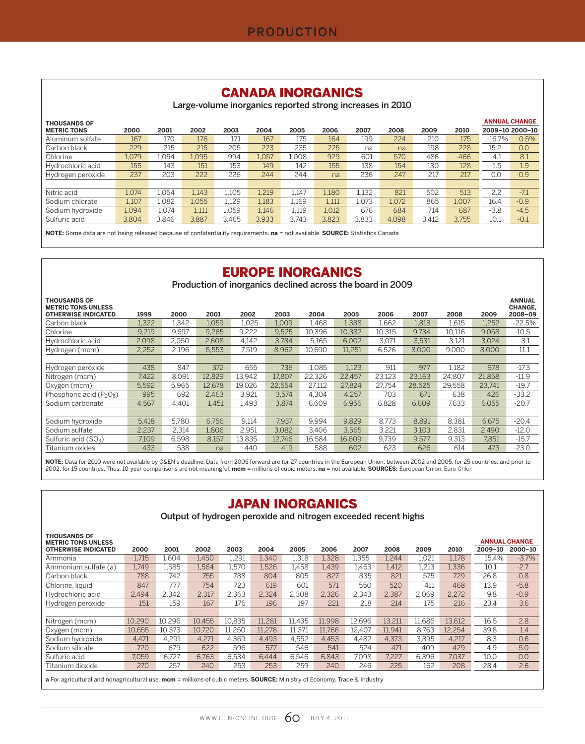## CANADA INORGANICS

Large-volume inorganics reported strong increases in 2010

| THOUSANDS OF METRIC TONS | 2000 | 2001 | 2002 | 2003 | 2004 | 2005 | 2006 | 2007 | 2008 | 2009 | 2010 | ANNUAL CHANGE 2009–10 | 2000–10 |
|---|---|---|---|---|---|---|---|---|---|---|---|---|---|
| Aluminum sulfate | 167 | 170 | 176 | 171 | 167 | 175 | 164 | 199 | 224 | 210 | 175 | -16.7% | 0.5% |
| Carbon black | 229 | 215 | 215 | 205 | 223 | 235 | 225 | na | na | 198 | 228 | 15.2 | 0.0 |
| Chlorine | 1,079 | 1,054 | 1,095 | 994 | 1,057 | 1,008 | 929 | 601 | 570 | 486 | 466 | -4.1 | -8.1 |
| Hydrochloric acid | 155 | 143 | 151 | 153 | 149 | 142 | 155 | 138 | 154 | 130 | 128 | -1.5 | -1.9 |
| Hydrogen peroxide | 237 | 203 | 222 | 226 | 244 | 244 | na | 236 | 247 | 217 | 217 | 0.0 | -0.9 |
| Nitric acid | 1,074 | 1,054 | 1,143 | 1,105 | 1,219 | 1,147 | 1,180 | 1,132 | 821 | 502 | 513 | 2.2 | -7.1 |
| Sodium chlorate | 1,107 | 1,082 | 1,055 | 1,129 | 1,183 | 1,169 | 1,111 | 1,073 | 1,072 | 865 | 1,007 | 16.4 | -0.9 |
| Sodium hydroxide | 1,094 | 1,074 | 1,111 | 1,059 | 1,146 | 1,119 | 1,012 | 676 | 684 | 714 | 687 | -3.8 | -4.5 |
| Sulfuric acid | 3,804 | 3,846 | 3,887 | 3,465 | 3,933 | 3,743 | 3,823 | 3,833 | 4,098 | 3,412 | 3,755 | 10.1 | -0.1 |

**NOTE:** Some data are not being released because of confidentiality requirements. **na** = not available. **SOURCE:** Statistics Canada

## EUROPE INORGANICS

Production of inorganics declined across the board in 2009

| THOUSANDS OF METRIC TONS UNLESS OTHERWISE INDICATED | 1999 | 2000 | 2001 | 2002 | 2003 | 2004 | 2005 | 2006 | 2007 | 2008 | 2009 | ANNUAL CHANGE, 2008–09 |
|---|---|---|---|---|---|---|---|---|---|---|---|---|
| Carbon black | 1,322 | 1,342 | 1,059 | 1,025 | 1,009 | 1,468 | 1,388 | 1,662 | 1,818 | 1,615 | 1,252 | -22.5% |
| Chlorine | 9,219 | 9,697 | 9,265 | 9,222 | 9,525 | 10,396 | 10,382 | 10,315 | 9,734 | 10,116 | 9,058 | -10.5 |
| Hydrochloric acid | 2,098 | 2,050 | 2,608 | 4,142 | 3,784 | 5,165 | 6,002 | 3,071 | 3,531 | 3,121 | 3,024 | -3.1 |
| Hydrogen (mcm) | 2,252 | 2,196 | 5,553 | 7,519 | 8,962 | 10,690 | 11,251 | 6,526 | 8,000 | 9,000 | 8,000 | -11.1 |
| Hydrogen peroxide | 438 | 847 | 372 | 655 | 736 | 1,085 | 1,123 | 911 | 977 | 1,182 | 978 | -17.3 |
| Nitrogen (mcm) | 7,422 | 8,091 | 12,829 | 13,942 | 17,807 | 22,326 | 22,457 | 23,123 | 23,163 | 24,807 | 21,858 | -11.9 |
| Oxygen (mcm) | 5,592 | 5,965 | 12,678 | 19,026 | 22,554 | 27,112 | 27,824 | 27,754 | 28,525 | 29,558 | 23,741 | -19.7 |
| Phosphoric acid ($P_2O_5$) | 995 | 692 | 2,463 | 3,921 | 3,574 | 4,304 | 4,257 | 703 | 671 | 638 | 426 | -33.2 |
| Sodium carbonate | 4,567 | 4,401 | 1,451 | 1,493 | 3,874 | 6,609 | 6,956 | 6,828 | 6,609 | 7,633 | 6,055 | -20.7 |
| Sodium hydroxide | 5,418 | 5,780 | 6,756 | 9,114 | 7,937 | 9,994 | 9,829 | 8,773 | 8,891 | 8,381 | 6,675 | -20.4 |
| Sodium sulfate | 2,237 | 2,314 | 1,806 | 2,951 | 3,082 | 3,406 | 3,565 | 3,221 | 3,103 | 2,831 | 2,490 | -12.0 |
| Sulfuric acid ($SO_3$) | 7,109 | 6,598 | 8,157 | 13,835 | 12,746 | 16,584 | 16,609 | 9,739 | 9,577 | 9,313 | 7,851 | -15.7 |
| Titanium oxides | 433 | 538 | na | 440 | 419 | 588 | 602 | 623 | 626 | 614 | 473 | -23.0 |

**NOTE:** Data for 2010 were not available by C&EN's deadline. Data from 2005 forward are for 27 countries in the European Union; between 2002 and 2005, for 25 countries; and prior to 2002, for 15 countries. Thus, 10-year comparisons are not meaningful. **mcm** = millions of cubic meters. **na** = not available. **SOURCES:** European Union, Euro Chlor

## JAPAN INORGANICS

Output of hydrogen peroxide and nitrogen exceeded recent highs

| THOUSANDS OF METRIC TONS UNLESS OTHERWISE INDICATED | 2000 | 2001 | 2002 | 2003 | 2004 | 2005 | 2006 | 2007 | 2008 | 2009 | 2010 | ANNUAL CHANGE 2009–10 | 2000–10 |
|---|---|---|---|---|---|---|---|---|---|---|---|---|---|
| Ammonia | 1,715 | 1,604 | 1,450 | 1,291 | 1,340 | 1,318 | 1,328 | 1,355 | 1,244 | 1,021 | 1,178 | 15.4% | -3.7% |
| Ammonium sulfate (a) | 1,749 | 1,585 | 1,564 | 1,570 | 1,526 | 1,458 | 1,439 | 1,463 | 1,412 | 1,213 | 1,336 | 10.1 | -2.7 |
| Carbon black | 788 | 742 | 755 | 788 | 804 | 805 | 827 | 835 | 821 | 575 | 729 | 26.8 | -0.8 |
| Chlorine, liquid | 847 | 777 | 754 | 723 | 619 | 601 | 571 | 550 | 520 | 411 | 468 | 13.9 | -5.8 |
| Hydrochloric acid | 2,494 | 2,342 | 2,317 | 2,363 | 2,324 | 2,308 | 2,326 | 2,343 | 2,387 | 2,069 | 2,272 | 9.8 | -0.9 |
| Hydrogen peroxide | 151 | 159 | 167 | 176 | 196 | 197 | 221 | 218 | 214 | 175 | 216 | 23.4 | 3.6 |
| Nitrogen (mcm) | 10,290 | 10,296 | 10,455 | 10,835 | 11,281 | 11,435 | 11,998 | 12,696 | 13,211 | 11,686 | 13,612 | 16.5 | 2.8 |
| Oxygen (mcm) | 10,655 | 10,373 | 10,720 | 11,250 | 11,278 | 11,371 | 11,766 | 12,407 | 11,941 | 8,763 | 12,254 | 39.8 | 1.4 |
| Sodium hydroxide | 4,471 | 4,291 | 4,271 | 4,369 | 4,493 | 4,552 | 4,453 | 4,482 | 4,373 | 3,895 | 4,217 | 8.3 | -0.6 |
| Sodium silicate | 720 | 679 | 622 | 596 | 577 | 546 | 541 | 524 | 471 | 409 | 429 | 4.9 | -5.0 |
| Sulfuric acid | 7,059 | 6,727 | 6,763 | 6,534 | 6,444 | 6,546 | 6,843 | 7,098 | 7,227 | 6,396 | 7,037 | 10.0 | 0.0 |
| Titanium dioxide | 270 | 257 | 240 | 253 | 253 | 259 | 240 | 246 | 225 | 162 | 208 | 28.4 | -2.6 |

**a** For agricultural and nonagricultural use. **mcm** = millions of cubic meters. **SOURCE:** Ministry of Economy, Trade & Industry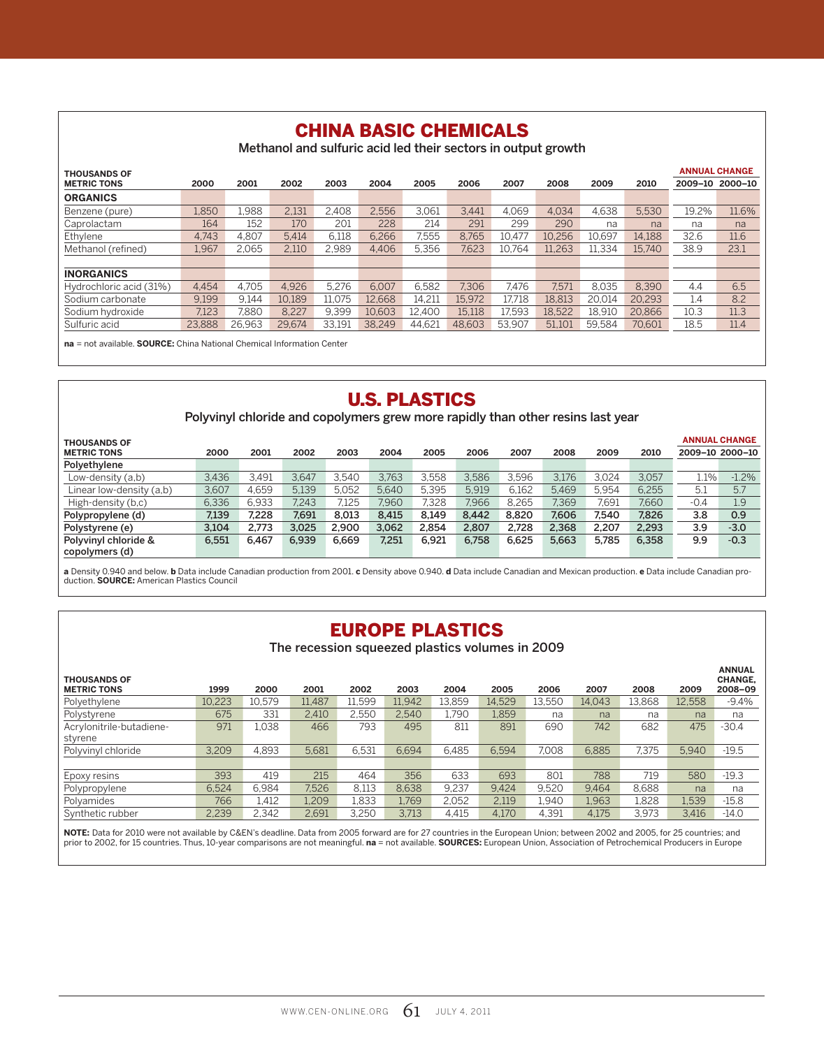## CHINA BASIC CHEMICALS

Methanol and sulfuric acid led their sectors in output growth

| THOUSANDS OF METRIC TONS | 2000 | 2001 | 2002 | 2003 | 2004 | 2005 | 2006 | 2007 | 2008 | 2009 | 2010 | ANNUAL CHANGE 2009–10 | 2000–10 |
|---|---|---|---|---|---|---|---|---|---|---|---|---|---|
| **ORGANICS** | | | | | | | | | | | | | |
| Benzene (pure) | 1,850 | 1,988 | 2,131 | 2,408 | 2,556 | 3,061 | 3,441 | 4,069 | 4,034 | 4,638 | 5,530 | 19.2% | 11.6% |
| Caprolactam | 164 | 152 | 170 | 201 | 228 | 214 | 291 | 299 | 290 | na | na | na | na |
| Ethylene | 4,743 | 4,807 | 5,414 | 6,118 | 6,266 | 7,555 | 8,765 | 10,477 | 10,256 | 10,697 | 14,188 | 32.6 | 11.6 |
| Methanol (refined) | 1,967 | 2,065 | 2,110 | 2,989 | 4,406 | 5,356 | 7,623 | 10,764 | 11,263 | 11,334 | 15,740 | 38.9 | 23.1 |
| **INORGANICS** | | | | | | | | | | | | | |
| Hydrochloric acid (31%) | 4,454 | 4,705 | 4,926 | 5,276 | 6,007 | 6,582 | 7,306 | 7,476 | 7,571 | 8,035 | 8,390 | 4.4 | 6.5 |
| Sodium carbonate | 9,199 | 9,144 | 10,189 | 11,075 | 12,668 | 14,211 | 15,972 | 17,718 | 18,813 | 20,014 | 20,293 | 1.4 | 8.2 |
| Sodium hydroxide | 7,123 | 7,880 | 8,227 | 9,399 | 10,603 | 12,400 | 15,118 | 17,593 | 18,522 | 18,910 | 20,866 | 10.3 | 11.3 |
| Sulfuric acid | 23,888 | 26,963 | 29,674 | 33,191 | 38,249 | 44,621 | 48,603 | 53,907 | 51,101 | 59,584 | 70,601 | 18.5 | 11.4 |

**na** = not available. **SOURCE:** China National Chemical Information Center

## U.S. PLASTICS

Polyvinyl chloride and copolymers grew more rapidly than other resins last year

| THOUSANDS OF METRIC TONS | 2000 | 2001 | 2002 | 2003 | 2004 | 2005 | 2006 | 2007 | 2008 | 2009 | 2010 | ANNUAL CHANGE 2009–10 | 2000–10 |
|---|---|---|---|---|---|---|---|---|---|---|---|---|---|
| **Polyethylene** | | | | | | | | | | | | | |
| Low-density (a,b) | 3,436 | 3,491 | 3,647 | 3,540 | 3,763 | 3,558 | 3,586 | 3,596 | 3,176 | 3,024 | 3,057 | 1.1% | -1.2% |
| Linear low-density (a,b) | 3,607 | 4,659 | 5,139 | 5,052 | 5,640 | 5,395 | 5,919 | 6,162 | 5,469 | 5,954 | 6,255 | 5.1 | 5.7 |
| High-density (b,c) | 6,336 | 6,933 | 7,243 | 7,125 | 7,960 | 7,328 | 7,966 | 8,265 | 7,369 | 7,691 | 7,660 | -0.4 | 1.9 |
| **Polypropylene (d)** | **7,139** | **7,228** | **7,691** | **8,013** | **8,415** | **8,149** | **8,442** | **8,820** | **7,606** | **7,540** | **7,826** | **3.8** | **0.9** |
| **Polystyrene (e)** | **3,104** | **2,773** | **3,025** | **2,900** | **3,062** | **2,854** | **2,807** | **2,728** | **2,368** | **2,207** | **2,293** | **3.9** | **-3.0** |
| **Polyvinyl chloride & copolymers (d)** | **6,551** | **6,467** | **6,939** | **6,669** | **7,251** | **6,921** | **6,758** | **6,625** | **5,663** | **5,785** | **6,358** | **9.9** | **-0.3** |

**a** Density 0.940 and below. **b** Data include Canadian production from 2001. **c** Density above 0.940. **d** Data include Canadian and Mexican production. **e** Data include Canadian production. **SOURCE:** American Plastics Council

## EUROPE PLASTICS

The recession squeezed plastics volumes in 2009

| THOUSANDS OF METRIC TONS | 1999 | 2000 | 2001 | 2002 | 2003 | 2004 | 2005 | 2006 | 2007 | 2008 | 2009 | ANNUAL CHANGE, 2008–09 |
|---|---|---|---|---|---|---|---|---|---|---|---|---|
| Polyethylene | 10,223 | 10,579 | 11,487 | 11,599 | 11,942 | 13,859 | 14,529 | 13,550 | 14,043 | 13,868 | 12,558 | -9.4% |
| Polystyrene | 675 | 331 | 2,410 | 2,550 | 2,540 | 1,790 | 1,859 | na | na | na | na | na |
| Acrylonitrile-butadiene-styrene | 971 | 1,038 | 466 | 793 | 495 | 811 | 891 | 690 | 742 | 682 | 475 | -30.4 |
| Polyvinyl chloride | 3,209 | 4,893 | 5,681 | 6,531 | 6,694 | 6,485 | 6,594 | 7,008 | 6,885 | 7,375 | 5,940 | -19.5 |
| Epoxy resins | 393 | 419 | 215 | 464 | 356 | 633 | 693 | 801 | 788 | 719 | 580 | -19.3 |
| Polypropylene | 6,524 | 6,984 | 7,526 | 8,113 | 8,638 | 9,237 | 9,424 | 9,520 | 9,464 | 8,688 | na | na |
| Polyamides | 766 | 1,412 | 1,209 | 1,833 | 1,769 | 2,052 | 2,119 | 1,940 | 1,963 | 1,828 | 1,539 | -15.8 |
| Synthetic rubber | 2,239 | 2,342 | 2,691 | 3,250 | 3,713 | 4,415 | 4,170 | 4,391 | 4,175 | 3,973 | 3,416 | -14.0 |

**NOTE:** Data for 2010 were not available by C&EN's deadline. Data from 2005 forward are for 27 countries in the European Union; between 2002 and 2005, for 25 countries; and prior to 2002, for 15 countries. Thus, 10-year comparisons are not meaningful. **na** = not available. **SOURCES:** European Union, Association of Petrochemical Producers in Europe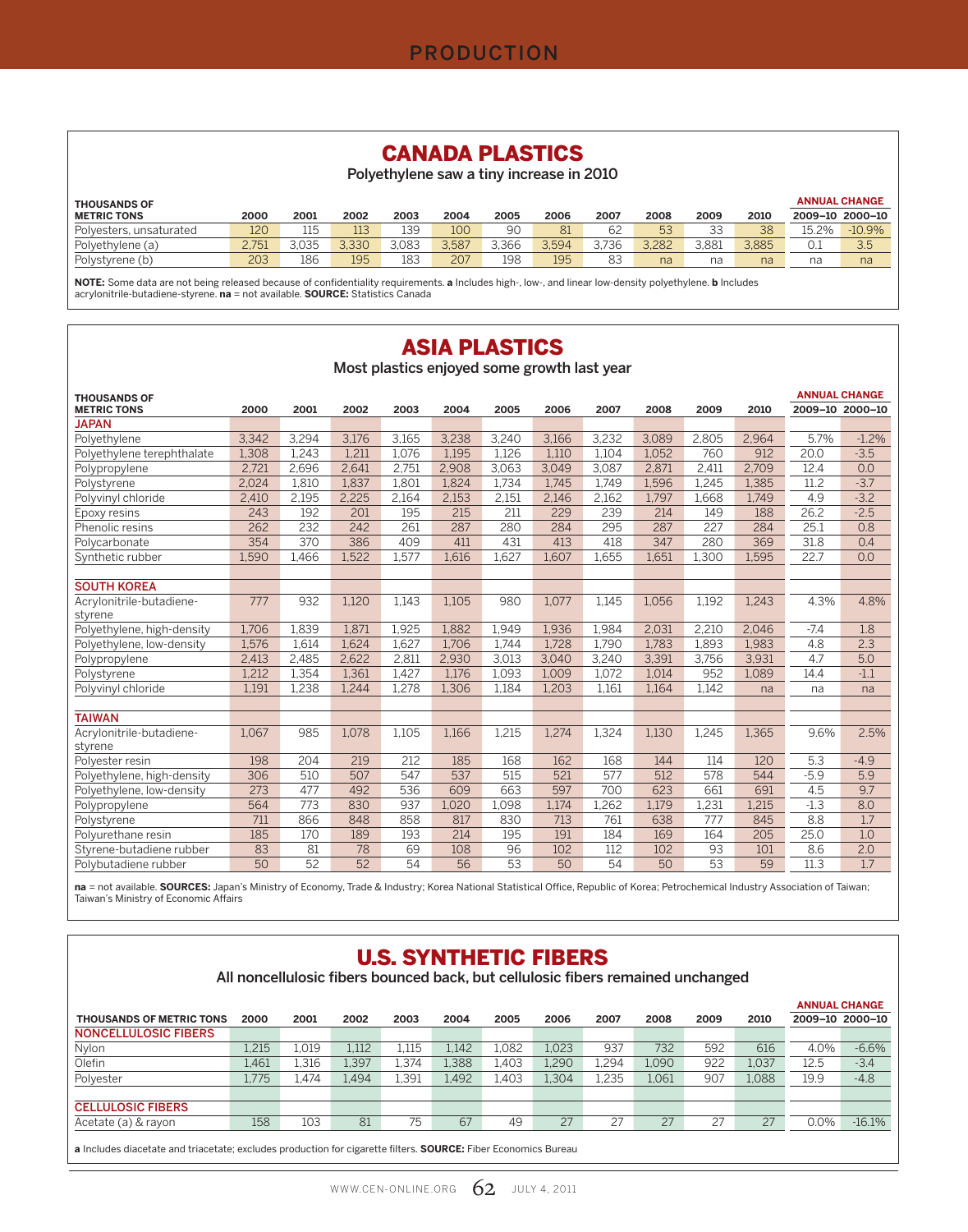# PRODUCTION

## CANADA PLASTICS

**Polyethylene saw a tiny increase in 2010**

| THOUSANDS OF METRIC TONS | 2000 | 2001 | 2002 | 2003 | 2004 | 2005 | 2006 | 2007 | 2008 | 2009 | 2010 | ANNUAL CHANGE 2009–10 | 2000–10 |
|---|---|---|---|---|---|---|---|---|---|---|---|---|---|
| Polyesters, unsaturated | 120 | 115 | 113 | 139 | 100 | 90 | 81 | 62 | 53 | 33 | 38 | 15.2% | -10.9% |
| Polyethylene (a) | 2,751 | 3,035 | 3,330 | 3,083 | 3,587 | 3,366 | 3,594 | 3,736 | 3,282 | 3,881 | 3,885 | 0.1 | 3.5 |
| Polystyrene (b) | 203 | 186 | 195 | 183 | 207 | 198 | 195 | 83 | na | na | na | na | na |

**NOTE:** Some data are not being released because of confidentiality requirements. **a** Includes high-, low-, and linear low-density polyethylene. **b** Includes acrylonitrile-butadiene-styrene. **na** = not available. **SOURCE:** Statistics Canada

## ASIA PLASTICS

**Most plastics enjoyed some growth last year**

| THOUSANDS OF METRIC TONS | 2000 | 2001 | 2002 | 2003 | 2004 | 2005 | 2006 | 2007 | 2008 | 2009 | 2010 | ANNUAL CHANGE 2009–10 | 2000–10 |
|---|---|---|---|---|---|---|---|---|---|---|---|---|---|
| **JAPAN** | | | | | | | | | | | | | |
| Polyethylene | 3,342 | 3,294 | 3,176 | 3,165 | 3,238 | 3,240 | 3,166 | 3,232 | 3,089 | 2,805 | 2,964 | 5.7% | -1.2% |
| Polyethylene terephthalate | 1,308 | 1,243 | 1,211 | 1,076 | 1,195 | 1,126 | 1,110 | 1,104 | 1,052 | 760 | 912 | 20.0 | -3.5 |
| Polypropylene | 2,721 | 2,696 | 2,641 | 2,751 | 2,908 | 3,063 | 3,049 | 3,087 | 2,871 | 2,411 | 2,709 | 12.4 | 0.0 |
| Polystyrene | 2,024 | 1,810 | 1,837 | 1,801 | 1,824 | 1,734 | 1,745 | 1,749 | 1,596 | 1,245 | 1,385 | 11.2 | -3.7 |
| Polyvinyl chloride | 2,410 | 2,195 | 2,225 | 2,164 | 2,153 | 2,151 | 2,146 | 2,162 | 1,797 | 1,668 | 1,749 | 4.9 | -3.2 |
| Epoxy resins | 243 | 192 | 201 | 195 | 215 | 211 | 229 | 239 | 214 | 149 | 188 | 26.2 | -2.5 |
| Phenolic resins | 262 | 232 | 242 | 261 | 287 | 280 | 284 | 295 | 287 | 227 | 284 | 25.1 | 0.8 |
| Polycarbonate | 354 | 370 | 386 | 409 | 411 | 431 | 413 | 418 | 347 | 280 | 369 | 31.8 | 0.4 |
| Synthetic rubber | 1,590 | 1,466 | 1,522 | 1,577 | 1,616 | 1,627 | 1,607 | 1,655 | 1,651 | 1,300 | 1,595 | 22.7 | 0.0 |
| **SOUTH KOREA** | | | | | | | | | | | | | |
| Acrylonitrile-butadiene-styrene | 777 | 932 | 1,120 | 1,143 | 1,105 | 980 | 1,077 | 1,145 | 1,056 | 1,192 | 1,243 | 4.3% | 4.8% |
| Polyethylene, high-density | 1,706 | 1,839 | 1,871 | 1,925 | 1,882 | 1,949 | 1,936 | 1,984 | 2,031 | 2,210 | 2,046 | -7.4 | 1.8 |
| Polyethylene, low-density | 1,576 | 1,614 | 1,624 | 1,627 | 1,706 | 1,744 | 1,728 | 1,790 | 1,783 | 1,893 | 1,983 | 4.8 | 2.3 |
| Polypropylene | 2,413 | 2,485 | 2,622 | 2,811 | 2,930 | 3,013 | 3,040 | 3,240 | 3,391 | 3,756 | 3,931 | 4.7 | 5.0 |
| Polystyrene | 1,212 | 1,354 | 1,361 | 1,427 | 1,176 | 1,093 | 1,009 | 1,072 | 1,014 | 952 | 1,089 | 14.4 | -1.1 |
| Polyvinyl chloride | 1,191 | 1,238 | 1,244 | 1,278 | 1,306 | 1,184 | 1,203 | 1,161 | 1,164 | 1,142 | na | na | na |
| **TAIWAN** | | | | | | | | | | | | | |
| Acrylonitrile-butadiene-styrene | 1,067 | 985 | 1,078 | 1,105 | 1,166 | 1,215 | 1,274 | 1,324 | 1,130 | 1,245 | 1,365 | 9.6% | 2.5% |
| Polyester resin | 198 | 204 | 219 | 212 | 185 | 168 | 162 | 168 | 144 | 114 | 120 | 5.3 | -4.9 |
| Polyethylene, high-density | 306 | 510 | 507 | 547 | 537 | 515 | 521 | 577 | 512 | 578 | 544 | -5.9 | 5.9 |
| Polyethylene, low-density | 273 | 477 | 492 | 536 | 609 | 663 | 597 | 700 | 623 | 661 | 691 | 4.5 | 9.7 |
| Polypropylene | 564 | 773 | 830 | 937 | 1,020 | 1,098 | 1,174 | 1,262 | 1,179 | 1,231 | 1,215 | -1.3 | 8.0 |
| Polystyrene | 711 | 866 | 848 | 858 | 817 | 830 | 713 | 761 | 638 | 777 | 845 | 8.8 | 1.7 |
| Polyurethane resin | 185 | 170 | 189 | 193 | 214 | 195 | 191 | 184 | 169 | 164 | 205 | 25.0 | 1.0 |
| Styrene-butadiene rubber | 83 | 81 | 78 | 69 | 108 | 96 | 102 | 112 | 102 | 93 | 101 | 8.6 | 2.0 |
| Polybutadiene rubber | 50 | 52 | 52 | 54 | 56 | 53 | 50 | 54 | 50 | 53 | 59 | 11.3 | 1.7 |

**na** = not available. **SOURCES:** Japan's Ministry of Economy, Trade & Industry; Korea National Statistical Office, Republic of Korea; Petrochemical Industry Association of Taiwan; Taiwan's Ministry of Economic Affairs

## U.S. SYNTHETIC FIBERS

**All noncellulosic fibers bounced back, but cellulosic fibers remained unchanged**

| THOUSANDS OF METRIC TONS | 2000 | 2001 | 2002 | 2003 | 2004 | 2005 | 2006 | 2007 | 2008 | 2009 | 2010 | ANNUAL CHANGE 2009–10 | 2000–10 |
|---|---|---|---|---|---|---|---|---|---|---|---|---|---|
| **NONCELLULOSIC FIBERS** | | | | | | | | | | | | | |
| Nylon | 1,215 | 1,019 | 1,112 | 1,115 | 1,142 | 1,082 | 1,023 | 937 | 732 | 592 | 616 | 4.0% | -6.6% |
| Olefin | 1,461 | 1,316 | 1,397 | 1,374 | 1,388 | 1,403 | 1,290 | 1,294 | 1,090 | 922 | 1,037 | 12.5 | -3.4 |
| Polyester | 1,775 | 1,474 | 1,494 | 1,391 | 1,492 | 1,403 | 1,304 | 1,235 | 1,061 | 907 | 1,088 | 19.9 | -4.8 |
| **CELLULOSIC FIBERS** | | | | | | | | | | | | | |
| Acetate (a) & rayon | 158 | 103 | 81 | 75 | 67 | 49 | 27 | 27 | 27 | 27 | 27 | 0.0% | -16.1% |

**a** Includes diacetate and triacetate; excludes production for cigarette filters. **SOURCE:** Fiber Economics Bureau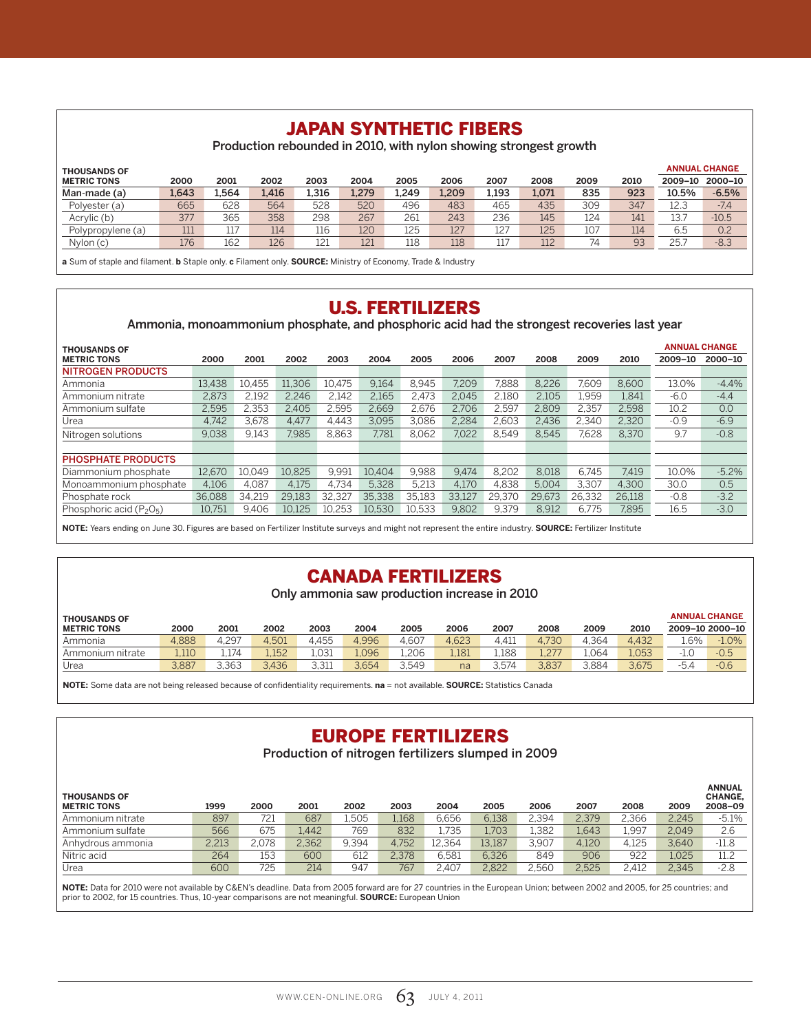## JAPAN SYNTHETIC FIBERS

Production rebounded in 2010, with nylon showing strongest growth

| THOUSANDS OF METRIC TONS | 2000 | 2001 | 2002 | 2003 | 2004 | 2005 | 2006 | 2007 | 2008 | 2009 | 2010 | ANNUAL CHANGE 2009–10 | 2000–10 |
|---|---|---|---|---|---|---|---|---|---|---|---|---|---|
| **Man-made (a)** | **1,643** | **1,564** | **1,416** | **1,316** | **1,279** | **1,249** | **1,209** | **1,193** | **1,071** | **835** | **923** | **10.5%** | **-6.5%** |
| Polyester (a) | 665 | 628 | 564 | 528 | 520 | 496 | 483 | 465 | 435 | 309 | 347 | 12.3 | -7.4 |
| Acrylic (b) | 377 | 365 | 358 | 298 | 267 | 261 | 243 | 236 | 145 | 124 | 141 | 13.7 | -10.5 |
| Polypropylene (a) | 111 | 117 | 114 | 116 | 120 | 125 | 127 | 127 | 125 | 107 | 114 | 6.5 | 0.2 |
| Nylon (c) | 176 | 162 | 126 | 121 | 121 | 118 | 118 | 117 | 112 | 74 | 93 | 25.7 | -8.3 |

**a** Sum of staple and filament. **b** Staple only. **c** Filament only. **SOURCE:** Ministry of Economy, Trade & Industry

## U.S. FERTILIZERS

Ammonia, monoammonium phosphate, and phosphoric acid had the strongest recoveries last year

| THOUSANDS OF METRIC TONS | 2000 | 2001 | 2002 | 2003 | 2004 | 2005 | 2006 | 2007 | 2008 | 2009 | 2010 | ANNUAL CHANGE 2009–10 | 2000–10 |
|---|---|---|---|---|---|---|---|---|---|---|---|---|---|
| NITROGEN PRODUCTS | | | | | | | | | | | | | |
| Ammonia | 13,438 | 10,455 | 11,306 | 10,475 | 9,164 | 8,945 | 7,209 | 7,888 | 8,226 | 7,609 | 8,600 | 13.0% | -4.4% |
| Ammonium nitrate | 2,873 | 2,192 | 2,246 | 2,142 | 2,165 | 2,473 | 2,045 | 2,180 | 2,105 | 1,959 | 1,841 | -6.0 | -4.4 |
| Ammonium sulfate | 2,595 | 2,353 | 2,405 | 2,595 | 2,669 | 2,676 | 2,706 | 2,597 | 2,809 | 2,357 | 2,598 | 10.2 | 0.0 |
| Urea | 4,742 | 3,678 | 4,477 | 4,443 | 3,095 | 3,086 | 2,284 | 2,603 | 2,436 | 2,340 | 2,320 | -0.9 | -6.9 |
| Nitrogen solutions | 9,038 | 9,143 | 7,985 | 8,863 | 7,781 | 8,062 | 7,022 | 8,549 | 8,545 | 7,628 | 8,370 | 9.7 | -0.8 |
| PHOSPHATE PRODUCTS | | | | | | | | | | | | | |
| Diammonium phosphate | 12,670 | 10,049 | 10,825 | 9,991 | 10,404 | 9,988 | 9,474 | 8,202 | 8,018 | 6,745 | 7,419 | 10.0% | -5.2% |
| Monoammonium phosphate | 4,106 | 4,087 | 4,175 | 4,734 | 5,328 | 5,213 | 4,170 | 4,838 | 5,004 | 3,307 | 4,300 | 30.0 | 0.5 |
| Phosphate rock | 36,088 | 34,219 | 29,183 | 32,327 | 35,338 | 35,183 | 33,127 | 29,370 | 29,673 | 26,332 | 26,118 | -0.8 | -3.2 |
| Phosphoric acid ($P_2O_5$) | 10,751 | 9,406 | 10,125 | 10,253 | 10,530 | 10,533 | 9,802 | 9,379 | 8,912 | 6,775 | 7,895 | 16.5 | -3.0 |

**NOTE:** Years ending on June 30. Figures are based on Fertilizer Institute surveys and might not represent the entire industry. **SOURCE:** Fertilizer Institute

## CANADA FERTILIZERS

Only ammonia saw production increase in 2010

| THOUSANDS OF METRIC TONS | 2000 | 2001 | 2002 | 2003 | 2004 | 2005 | 2006 | 2007 | 2008 | 2009 | 2010 | ANNUAL CHANGE 2009–10 | 2000–10 |
|---|---|---|---|---|---|---|---|---|---|---|---|---|---|
| Ammonia | 4,888 | 4,297 | 4,501 | 4,455 | 4,996 | 4,607 | 4,623 | 4,411 | 4,730 | 4,364 | 4,432 | 1.6% | -1.0% |
| Ammonium nitrate | 1,110 | 1,174 | 1,152 | 1,031 | 1,096 | 1,206 | 1,181 | 1,188 | 1,277 | 1,064 | 1,053 | -1.0 | -0.5 |
| Urea | 3,887 | 3,363 | 3,436 | 3,311 | 3,654 | 3,549 | na | 3,574 | 3,837 | 3,884 | 3,675 | -5.4 | -0.6 |

**NOTE:** Some data are not being released because of confidentiality requirements. **na** = not available. **SOURCE:** Statistics Canada

## EUROPE FERTILIZERS

Production of nitrogen fertilizers slumped in 2009

| THOUSANDS OF METRIC TONS | 1999 | 2000 | 2001 | 2002 | 2003 | 2004 | 2005 | 2006 | 2007 | 2008 | 2009 | ANNUAL CHANGE, 2008–09 |
|---|---|---|---|---|---|---|---|---|---|---|---|---|
| Ammonium nitrate | 897 | 721 | 687 | 1,505 | 1,168 | 6,656 | 6,138 | 2,394 | 2,379 | 2,366 | 2,245 | -5.1% |
| Ammonium sulfate | 566 | 675 | 1,442 | 769 | 832 | 1,735 | 1,703 | 1,382 | 1,643 | 1,997 | 2,049 | 2.6 |
| Anhydrous ammonia | 2,213 | 2,078 | 2,362 | 9,394 | 4,752 | 12,364 | 13,187 | 3,907 | 4,120 | 4,125 | 3,640 | -11.8 |
| Nitric acid | 264 | 153 | 600 | 612 | 2,378 | 6,581 | 6,326 | 849 | 906 | 922 | 1,025 | 11.2 |
| Urea | 600 | 725 | 214 | 947 | 767 | 2,407 | 2,822 | 2,560 | 2,525 | 2,412 | 2,345 | -2.8 |

**NOTE:** Data for 2010 were not available by C&EN's deadline. Data from 2005 forward are for 27 countries in the European Union; between 2002 and 2005, for 25 countries; and prior to 2002, for 15 countries. Thus, 10-year comparisons are not meaningful. **SOURCE:** European Union